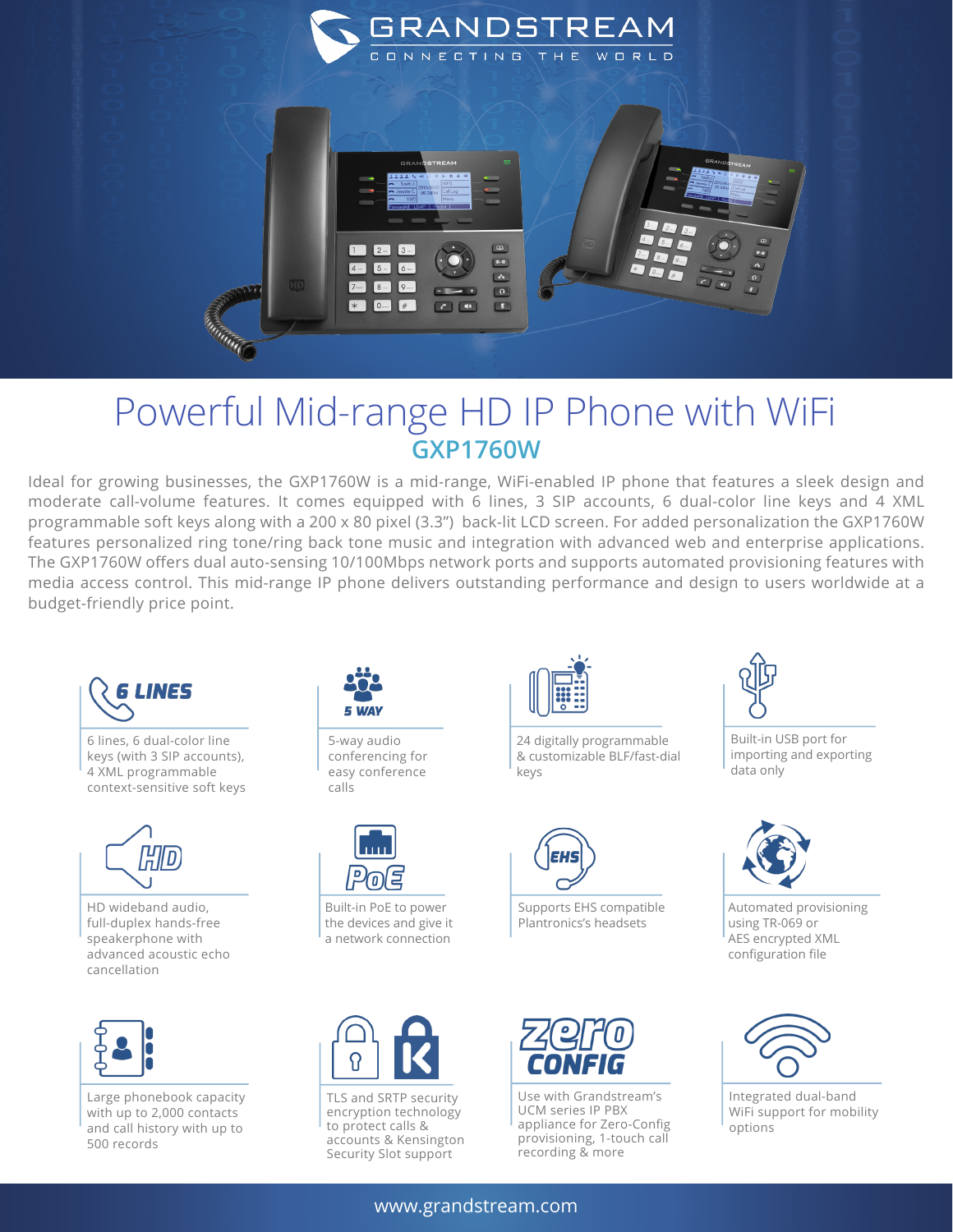# GRANDSTREAM

CONNECTING THE WORLD

# Powerful Mid-range HD IP Phone with WiFi

## GXP1760W

Ideal for growing businesses, the GXP1760W is a mid-range, WiFi-enabled IP phone that features a sleek design and moderate call-volume features. It comes equipped with 6 lines, 3 SIP accounts, 6 dual-color line keys and 4 XML programmable soft keys along with a 200 x 80 pixel (3.3") back-lit LCD screen. For added personalization the GXP1760W features personalized ring tone/ring back tone music and integration with advanced web and enterprise applications. The GXP1760W offers dual auto-sensing 10/100Mbps network ports and supports automated provisioning features with media access control. This mid-range IP phone delivers outstanding performance and design to users worldwide at a budget-friendly price point.

**6 LINES**

6 lines, 6 dual-color line keys (with 3 SIP accounts), 4 XML programmable context-sensitive soft keys

**5 WAY**

5-way audio conferencing for easy conference calls

24 digitally programmable & customizable BLF/fast-dial keys

Built-in USB port for importing and exporting data only

**HD**

HD wideband audio, full-duplex hands-free speakerphone with advanced acoustic echo cancellation

**PoE**

Built-in PoE to power the devices and give it a network connection

**EHS**

Supports EHS compatible Plantronics's headsets

Automated provisioning using TR-069 or AES encrypted XML configuration file

Large phonebook capacity with up to 2,000 contacts and call history with up to 500 records

TLS and SRTP security encryption technology to protect calls & accounts & Kensington Security Slot support

**zero CONFIG**

Use with Grandstream's UCM series IP PBX appliance for Zero-Config provisioning, 1-touch call recording & more

Integrated dual-band WiFi support for mobility options

www.grandstream.com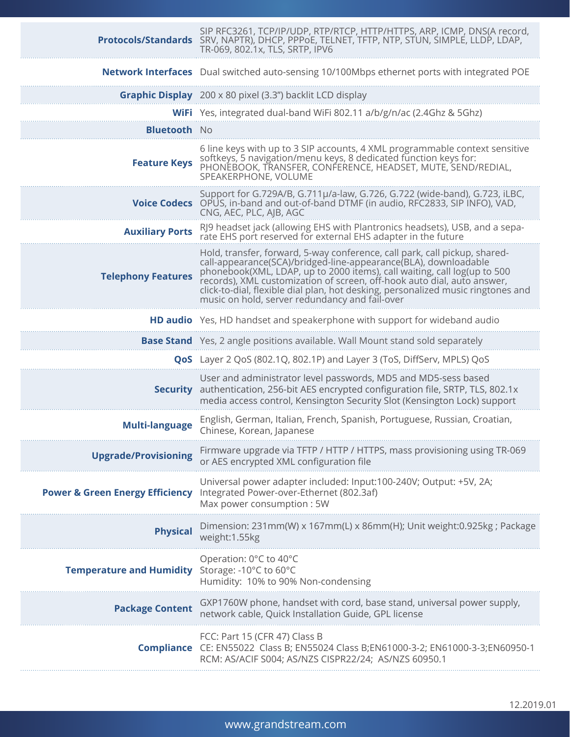| | |
|---|---|
| **Protocols/Standards** | SIP RFC3261, TCP/IP/UDP, RTP/RTCP, HTTP/HTTPS, ARP, ICMP, DNS(A record, SRV, NAPTR), DHCP, PPPoE, TELNET, TFTP, NTP, STUN, SIMPLE, LLDP, LDAP, TR-069, 802.1x, TLS, SRTP, IPV6 |
| **Network Interfaces** | Dual switched auto-sensing 10/100Mbps ethernet ports with integrated POE |
| **Graphic Display** | 200 x 80 pixel (3.3”) backlit LCD display |
| **WiFi** | Yes, integrated dual-band WiFi 802.11 a/b/g/n/ac (2.4Ghz & 5Ghz) |
| **Bluetooth** | No |
| **Feature Keys** | 6 line keys with up to 3 SIP accounts, 4 XML programmable context sensitive softkeys, 5 navigation/menu keys, 8 dedicated function keys for: PHONEBOOK, TRANSFER, CONFERENCE, HEADSET, MUTE, SEND/REDIAL, SPEAKERPHONE, VOLUME |
| **Voice Codecs** | Support for G.729A/B, G.711µ/a-law, G.726, G.722 (wide-band), G.723, iLBC, OPUS, in-band and out-of-band DTMF (in audio, RFC2833, SIP INFO), VAD, CNG, AEC, PLC, AJB, AGC |
| **Auxiliary Ports** | RJ9 headset jack (allowing EHS with Plantronics headsets), USB, and a separate EHS port reserved for external EHS adapter in the future |
| **Telephony Features** | Hold, transfer, forward, 5-way conference, call park, call pickup, shared-call-appearance(SCA)/bridged-line-appearance(BLA), downloadable phonebook(XML, LDAP, up to 2000 items), call waiting, call log(up to 500 records), XML customization of screen, off-hook auto dial, auto answer, click-to-dial, flexible dial plan, hot desking, personalized music ringtones and music on hold, server redundancy and fail-over |
| **HD audio** | Yes, HD handset and speakerphone with support for wideband audio |
| **Base Stand** | Yes, 2 angle positions available. Wall Mount stand sold separately |
| **QoS** | Layer 2 QoS (802.1Q, 802.1P) and Layer 3 (ToS, DiffServ, MPLS) QoS |
| **Security** | User and administrator level passwords, MD5 and MD5-sess based authentication, 256-bit AES encrypted configuration file, SRTP, TLS, 802.1x media access control, Kensington Security Slot (Kensington Lock) support |
| **Multi-language** | English, German, Italian, French, Spanish, Portuguese, Russian, Croatian, Chinese, Korean, Japanese |
| **Upgrade/Provisioning** | Firmware upgrade via TFTP / HTTP / HTTPS, mass provisioning using TR-069 or AES encrypted XML configuration file |
| **Power & Green Energy Efficiency** | Universal power adapter included: Input:100-240V; Output: +5V, 2A; Integrated Power-over-Ethernet (802.3af) Max power consumption : 5W |
| **Physical** | Dimension: 231mm(W) x 167mm(L) x 86mm(H); Unit weight:0.925kg ; Package weight:1.55kg |
| **Temperature and Humidity** | Operation: 0°C to 40°C Storage: -10°C to 60°C Humidity: 10% to 90% Non-condensing |
| **Package Content** | GXP1760W phone, handset with cord, base stand, universal power supply, network cable, Quick Installation Guide, GPL license |
| **Compliance** | FCC: Part 15 (CFR 47) Class B CE: EN55022 Class B; EN55024 Class B;EN61000-3-2; EN61000-3-3;EN60950-1 RCM: AS/ACIF S004; AS/NZS CISPR22/24; AS/NZS 60950.1 |

12.2019.01

www.grandstream.com